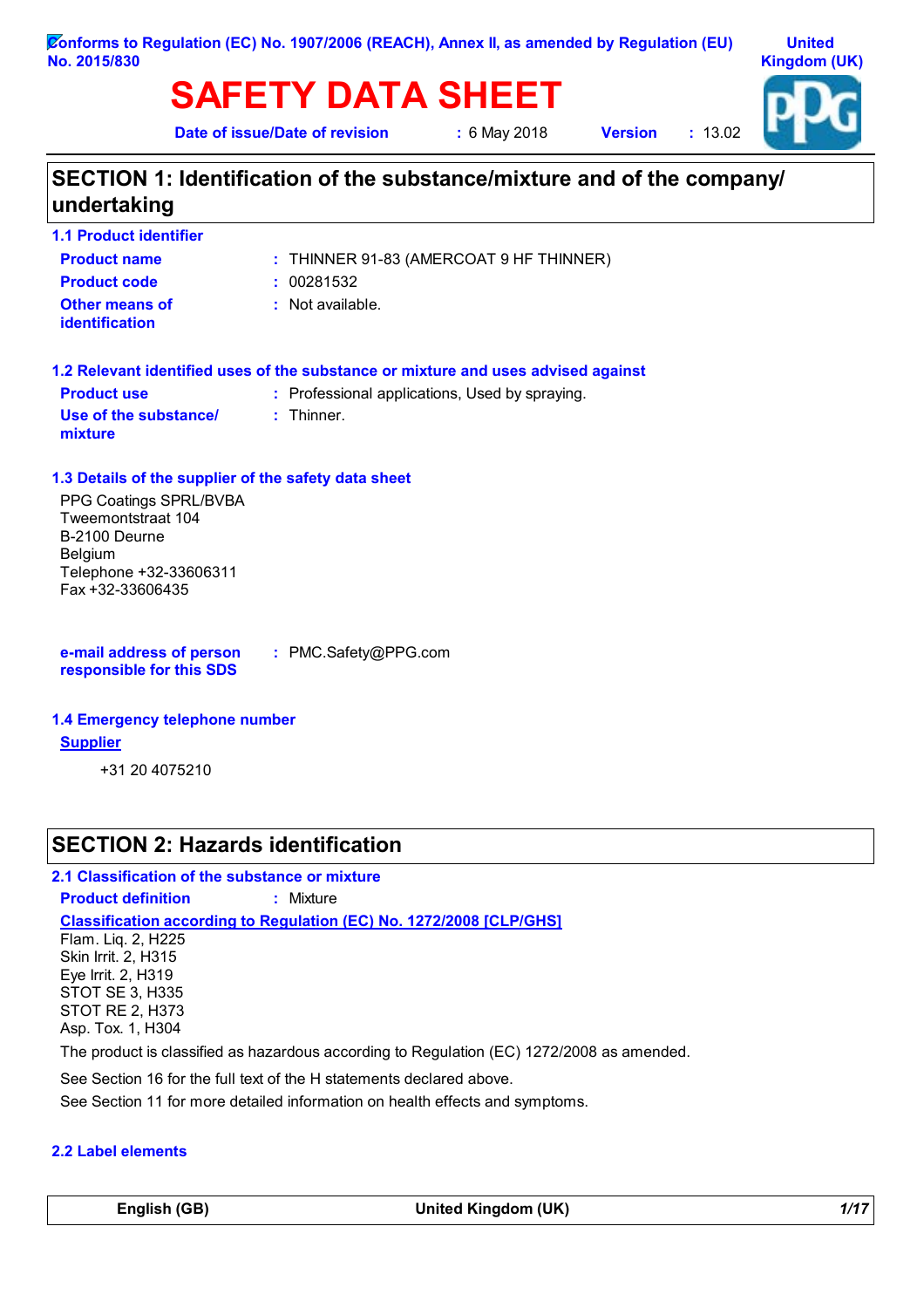Conforms to Regulation (EC) No. 1907/2006 (REACH), Annex II, as amended by Regulation (EU) No. 2015/830

United Kingdom (UK)

# SAFETY DATA SHEET

**Date of issue/Date of revision** : 6 May 2018 **Version** : 13.02

## SECTION 1: Identification of the substance/mixture and of the company/ undertaking

### 1.1 Product identifier

**Product name** : THINNER 91-83 (AMERCOAT 9 HF THINNER)

**Product code** : 00281532

**Other means of identification** : Not available.

### 1.2 Relevant identified uses of the substance or mixture and uses advised against

**Product use** : Professional applications, Used by spraying.

**Use of the substance/ mixture** : Thinner.

### 1.3 Details of the supplier of the safety data sheet

PPG Coatings SPRL/BVBA
Tweemontstraat 104
B-2100 Deurne
Belgium
Telephone +32-33606311
Fax +32-33606435

**e-mail address of person responsible for this SDS** : PMC.Safety@PPG.com

### 1.4 Emergency telephone number

**Supplier**

+31 20 4075210

## SECTION 2: Hazards identification

### 2.1 Classification of the substance or mixture

**Product definition** : Mixture

**Classification according to Regulation (EC) No. 1272/2008 [CLP/GHS]**

Flam. Liq. 2, H225
Skin Irrit. 2, H315
Eye Irrit. 2, H319
STOT SE 3, H335
STOT RE 2, H373
Asp. Tox. 1, H304

The product is classified as hazardous according to Regulation (EC) 1272/2008 as amended.

See Section 16 for the full text of the H statements declared above.

See Section 11 for more detailed information on health effects and symptoms.

### 2.2 Label elements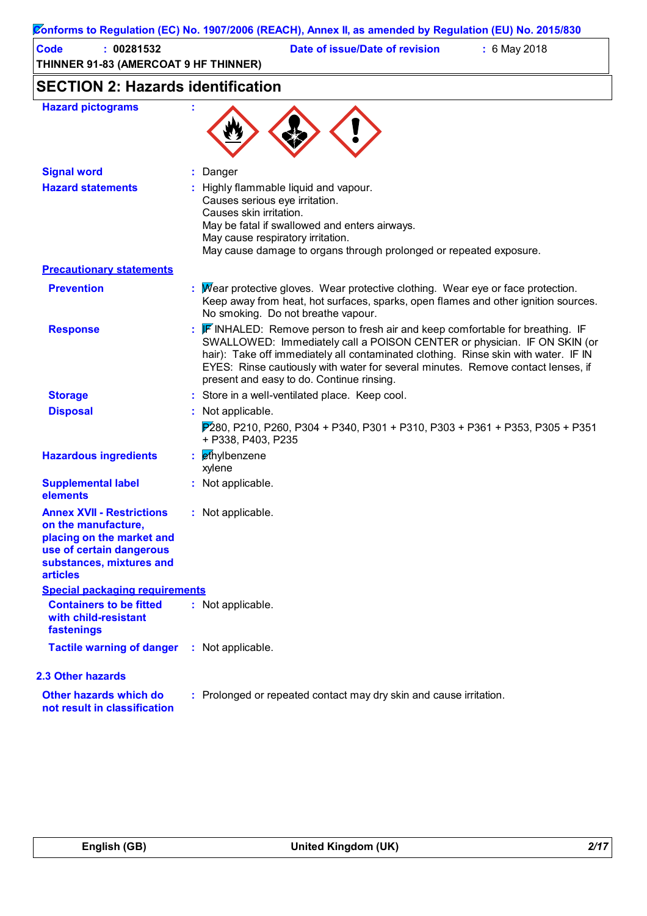Conforms to Regulation (EC) No. 1907/2006 (REACH), Annex II, as amended by Regulation (EU) No. 2015/830

| | |
|---|---|
| **Code** : 00281532 | **Date of issue/Date of revision** : 6 May 2018 |
| **THINNER 91-83 (AMERCOAT 9 HF THINNER)** | |

## SECTION 2: Hazards identification

**Hazard pictograms** :

**Signal word** : Danger

**Hazard statements** : Highly flammable liquid and vapour.
Causes serious eye irritation.
Causes skin irritation.
May be fatal if swallowed and enters airways.
May cause respiratory irritation.
May cause damage to organs through prolonged or repeated exposure.

**Precautionary statements**

**Prevention** : Wear protective gloves. Wear protective clothing. Wear eye or face protection. Keep away from heat, hot surfaces, sparks, open flames and other ignition sources. No smoking. Do not breathe vapour.

**Response** : IF INHALED: Remove person to fresh air and keep comfortable for breathing. IF SWALLOWED: Immediately call a POISON CENTER or physician. IF ON SKIN (or hair): Take off immediately all contaminated clothing. Rinse skin with water. IF IN EYES: Rinse cautiously with water for several minutes. Remove contact lenses, if present and easy to do. Continue rinsing.

**Storage** : Store in a well-ventilated place. Keep cool.

**Disposal** : Not applicable.

P280, P210, P260, P304 + P340, P301 + P310, P303 + P361 + P353, P305 + P351 + P338, P403, P235

**Hazardous ingredients** : ethylbenzene
xylene

**Supplemental label elements** : Not applicable.

**Annex XVII - Restrictions on the manufacture, placing on the market and use of certain dangerous substances, mixtures and articles** : Not applicable.

**Special packaging requirements**

**Containers to be fitted with child-resistant fastenings** : Not applicable.

**Tactile warning of danger** : Not applicable.

### 2.3 Other hazards

**Other hazards which do not result in classification** : Prolonged or repeated contact may dry skin and cause irritation.

English (GB) | United Kingdom (UK)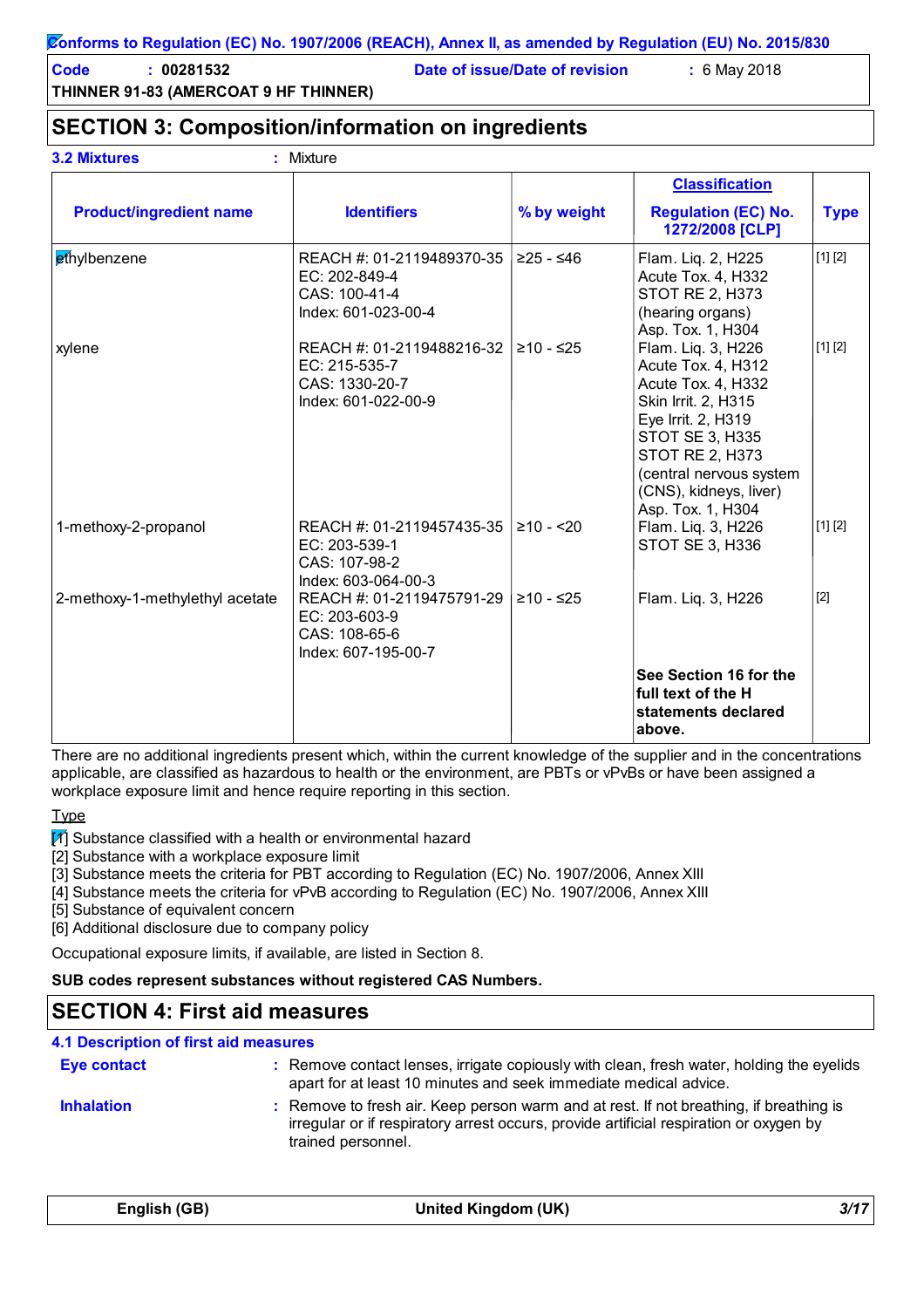Conforms to Regulation (EC) No. 1907/2006 (REACH), Annex II, as amended by Regulation (EU) No. 2015/830

**Code** : **00281532** **Date of issue/Date of revision** : 6 May 2018

**THINNER 91-83 (AMERCOAT 9 HF THINNER)**

## SECTION 3: Composition/information on ingredients

**3.2 Mixtures** : Mixture

| Product/ingredient name | Identifiers | % by weight | Classification Regulation (EC) No. 1272/2008 [CLP] | Type |
|---|---|---|---|---|
| ethylbenzene | REACH #: 01-2119489370-35<br>EC: 202-849-4<br>CAS: 100-41-4<br>Index: 601-023-00-4 | ≥25 - ≤46 | Flam. Liq. 2, H225<br>Acute Tox. 4, H332<br>STOT RE 2, H373 (hearing organs)<br>Asp. Tox. 1, H304 | [1] [2] |
| xylene | REACH #: 01-2119488216-32<br>EC: 215-535-7<br>CAS: 1330-20-7<br>Index: 601-022-00-9 | ≥10 - ≤25 | Flam. Liq. 3, H226<br>Acute Tox. 4, H312<br>Acute Tox. 4, H332<br>Skin Irrit. 2, H315<br>Eye Irrit. 2, H319<br>STOT SE 3, H335<br>STOT RE 2, H373 (central nervous system (CNS), kidneys, liver)<br>Asp. Tox. 1, H304 | [1] [2] |
| 1-methoxy-2-propanol | REACH #: 01-2119457435-35<br>EC: 203-539-1<br>CAS: 107-98-2<br>Index: 603-064-00-3 | ≥10 - <20 | Flam. Liq. 3, H226<br>STOT SE 3, H336 | [1] [2] |
| 2-methoxy-1-methylethyl acetate | REACH #: 01-2119475791-29<br>EC: 203-603-9<br>CAS: 108-65-6<br>Index: 607-195-00-7 | ≥10 - ≤25 | Flam. Liq. 3, H226 | [2] |
| | | | **See Section 16 for the full text of the H statements declared above.** | |

There are no additional ingredients present which, within the current knowledge of the supplier and in the concentrations applicable, are classified as hazardous to health or the environment, are PBTs or vPvBs or have been assigned a workplace exposure limit and hence require reporting in this section.

Type

[1] Substance classified with a health or environmental hazard
[2] Substance with a workplace exposure limit
[3] Substance meets the criteria for PBT according to Regulation (EC) No. 1907/2006, Annex XIII
[4] Substance meets the criteria for vPvB according to Regulation (EC) No. 1907/2006, Annex XIII
[5] Substance of equivalent concern
[6] Additional disclosure due to company policy

Occupational exposure limits, if available, are listed in Section 8.

**SUB codes represent substances without registered CAS Numbers.**

## SECTION 4: First aid measures

### 4.1 Description of first aid measures

**Eye contact** : Remove contact lenses, irrigate copiously with clean, fresh water, holding the eyelids apart for at least 10 minutes and seek immediate medical advice.

**Inhalation** : Remove to fresh air. Keep person warm and at rest. If not breathing, if breathing is irregular or if respiratory arrest occurs, provide artificial respiration or oxygen by trained personnel.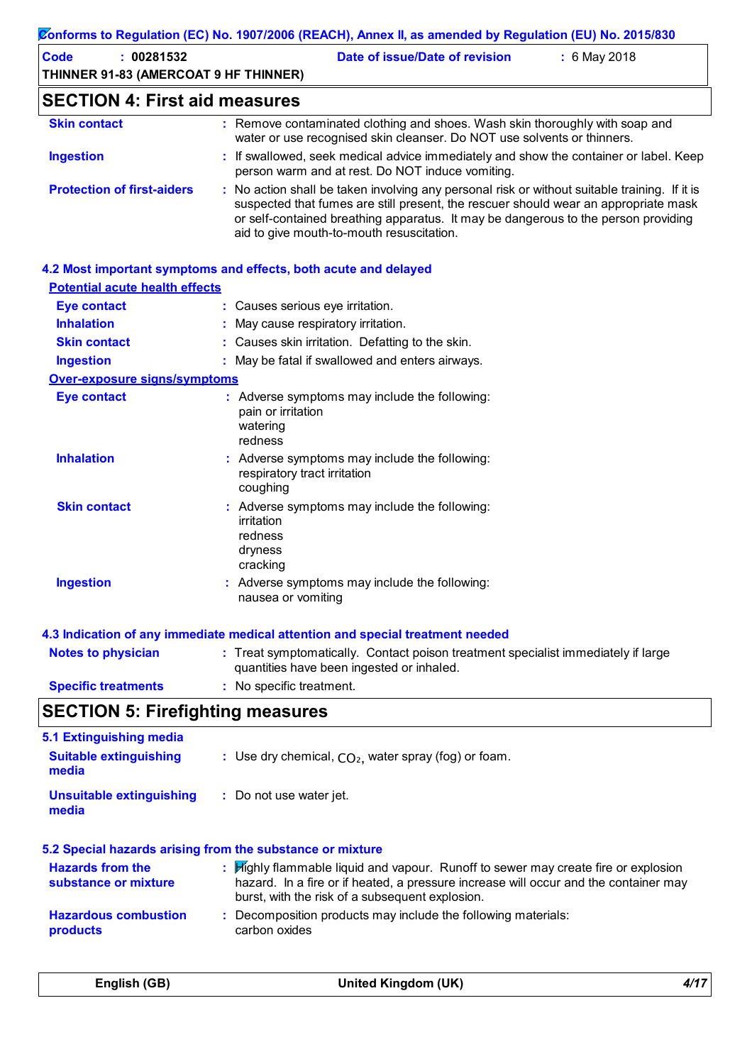## SECTION 4: First aid measures

| | |
|---|---|
| **Skin contact** | Remove contaminated clothing and shoes. Wash skin thoroughly with soap and water or use recognised skin cleanser. Do NOT use solvents or thinners. |
| **Ingestion** | If swallowed, seek medical advice immediately and show the container or label. Keep person warm and at rest. Do NOT induce vomiting. |
| **Protection of first-aiders** | No action shall be taken involving any personal risk or without suitable training. If it is suspected that fumes are still present, the rescuer should wear an appropriate mask or self-contained breathing apparatus. It may be dangerous to the person providing aid to give mouth-to-mouth resuscitation. |

### 4.2 Most important symptoms and effects, both acute and delayed

**Potential acute health effects**

| | |
|---|---|
| **Eye contact** | Causes serious eye irritation. |
| **Inhalation** | May cause respiratory irritation. |
| **Skin contact** | Causes skin irritation. Defatting to the skin. |
| **Ingestion** | May be fatal if swallowed and enters airways. |

**Over-exposure signs/symptoms**

| | |
|---|---|
| **Eye contact** | Adverse symptoms may include the following: pain or irritation, watering, redness |
| **Inhalation** | Adverse symptoms may include the following: respiratory tract irritation, coughing |
| **Skin contact** | Adverse symptoms may include the following: irritation, redness, dryness, cracking |
| **Ingestion** | Adverse symptoms may include the following: nausea or vomiting |

### 4.3 Indication of any immediate medical attention and special treatment needed

| | |
|---|---|
| **Notes to physician** | Treat symptomatically. Contact poison treatment specialist immediately if large quantities have been ingested or inhaled. |
| **Specific treatments** | No specific treatment. |

## SECTION 5: Firefighting measures

### 5.1 Extinguishing media

| | |
|---|---|
| **Suitable extinguishing media** | Use dry chemical, $CO_2$, water spray (fog) or foam. |
| **Unsuitable extinguishing media** | Do not use water jet. |

### 5.2 Special hazards arising from the substance or mixture

| | |
|---|---|
| **Hazards from the substance or mixture** | Highly flammable liquid and vapour. Runoff to sewer may create fire or explosion hazard. In a fire or if heated, a pressure increase will occur and the container may burst, with the risk of a subsequent explosion. |
| **Hazardous combustion products** | Decomposition products may include the following materials: carbon oxides |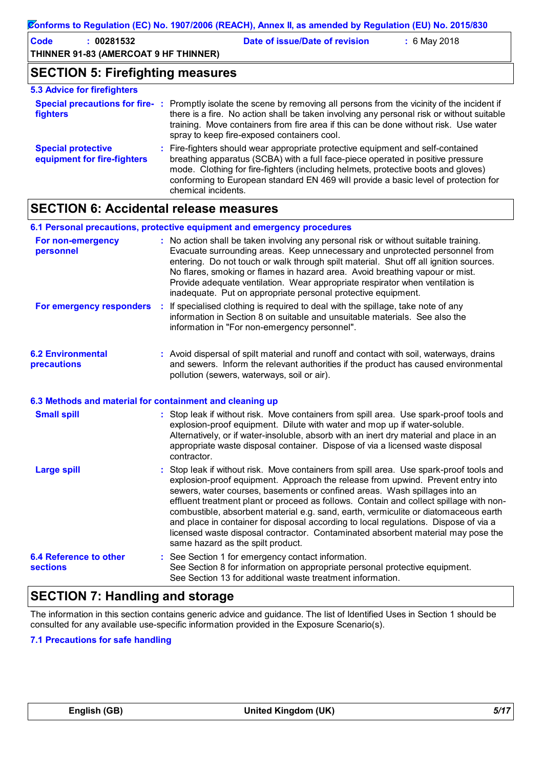## SECTION 5: Firefighting measures

### 5.3 Advice for firefighters

**Special precautions for fire-fighters** : Promptly isolate the scene by removing all persons from the vicinity of the incident if there is a fire. No action shall be taken involving any personal risk or without suitable training. Move containers from fire area if this can be done without risk. Use water spray to keep fire-exposed containers cool.

**Special protective equipment for fire-fighters** : Fire-fighters should wear appropriate protective equipment and self-contained breathing apparatus (SCBA) with a full face-piece operated in positive pressure mode. Clothing for fire-fighters (including helmets, protective boots and gloves) conforming to European standard EN 469 will provide a basic level of protection for chemical incidents.

## SECTION 6: Accidental release measures

### 6.1 Personal precautions, protective equipment and emergency procedures

**For non-emergency personnel** : No action shall be taken involving any personal risk or without suitable training. Evacuate surrounding areas. Keep unnecessary and unprotected personnel from entering. Do not touch or walk through spilt material. Shut off all ignition sources. No flares, smoking or flames in hazard area. Avoid breathing vapour or mist. Provide adequate ventilation. Wear appropriate respirator when ventilation is inadequate. Put on appropriate personal protective equipment.

**For emergency responders** : If specialised clothing is required to deal with the spillage, take note of any information in Section 8 on suitable and unsuitable materials. See also the information in "For non-emergency personnel".

### 6.2 Environmental precautions

: Avoid dispersal of spilt material and runoff and contact with soil, waterways, drains and sewers. Inform the relevant authorities if the product has caused environmental pollution (sewers, waterways, soil or air).

### 6.3 Methods and material for containment and cleaning up

**Small spill** : Stop leak if without risk. Move containers from spill area. Use spark-proof tools and explosion-proof equipment. Dilute with water and mop up if water-soluble. Alternatively, or if water-insoluble, absorb with an inert dry material and place in an appropriate waste disposal container. Dispose of via a licensed waste disposal contractor.

**Large spill** : Stop leak if without risk. Move containers from spill area. Use spark-proof tools and explosion-proof equipment. Approach the release from upwind. Prevent entry into sewers, water courses, basements or confined areas. Wash spillages into an effluent treatment plant or proceed as follows. Contain and collect spillage with non-combustible, absorbent material e.g. sand, earth, vermiculite or diatomaceous earth and place in container for disposal according to local regulations. Dispose of via a licensed waste disposal contractor. Contaminated absorbent material may pose the same hazard as the spilt product.

### 6.4 Reference to other sections

: See Section 1 for emergency contact information.
See Section 8 for information on appropriate personal protective equipment.
See Section 13 for additional waste treatment information.

## SECTION 7: Handling and storage

The information in this section contains generic advice and guidance. The list of Identified Uses in Section 1 should be consulted for any available use-specific information provided in the Exposure Scenario(s).

### 7.1 Precautions for safe handling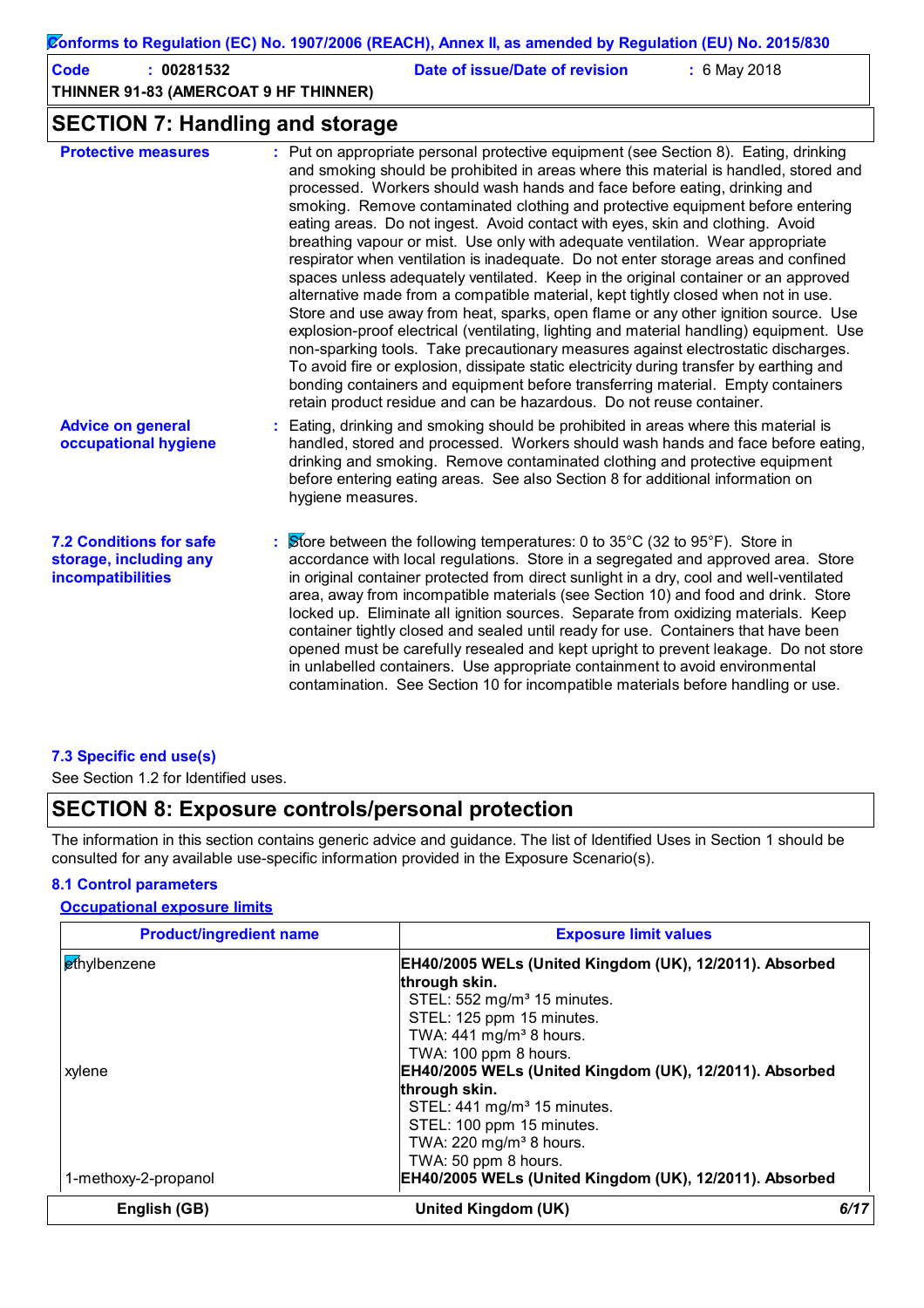## SECTION 7: Handling and storage

**Protective measures** : Put on appropriate personal protective equipment (see Section 8). Eating, drinking and smoking should be prohibited in areas where this material is handled, stored and processed. Workers should wash hands and face before eating, drinking and smoking. Remove contaminated clothing and protective equipment before entering eating areas. Do not ingest. Avoid contact with eyes, skin and clothing. Avoid breathing vapour or mist. Use only with adequate ventilation. Wear appropriate respirator when ventilation is inadequate. Do not enter storage areas and confined spaces unless adequately ventilated. Keep in the original container or an approved alternative made from a compatible material, kept tightly closed when not in use. Store and use away from heat, sparks, open flame or any other ignition source. Use explosion-proof electrical (ventilating, lighting and material handling) equipment. Use non-sparking tools. Take precautionary measures against electrostatic discharges. To avoid fire or explosion, dissipate static electricity during transfer by earthing and bonding containers and equipment before transferring material. Empty containers retain product residue and can be hazardous. Do not reuse container.

**Advice on general occupational hygiene** : Eating, drinking and smoking should be prohibited in areas where this material is handled, stored and processed. Workers should wash hands and face before eating, drinking and smoking. Remove contaminated clothing and protective equipment before entering eating areas. See also Section 8 for additional information on hygiene measures.

### 7.2 Conditions for safe storage, including any incompatibilities

: Store between the following temperatures: 0 to 35°C (32 to 95°F). Store in accordance with local regulations. Store in a segregated and approved area. Store in original container protected from direct sunlight in a dry, cool and well-ventilated area, away from incompatible materials (see Section 10) and food and drink. Store locked up. Eliminate all ignition sources. Separate from oxidizing materials. Keep container tightly closed and sealed until ready for use. Containers that have been opened must be carefully resealed and kept upright to prevent leakage. Do not store in unlabelled containers. Use appropriate containment to avoid environmental contamination. See Section 10 for incompatible materials before handling or use.

### 7.3 Specific end use(s)

See Section 1.2 for Identified uses.

## SECTION 8: Exposure controls/personal protection

The information in this section contains generic advice and guidance. The list of Identified Uses in Section 1 should be consulted for any available use-specific information provided in the Exposure Scenario(s).

### 8.1 Control parameters

**Occupational exposure limits**

| Product/ingredient name | Exposure limit values |
|---|---|
| ethylbenzene | **EH40/2005 WELs (United Kingdom (UK), 12/2011). Absorbed through skin.**<br>STEL: 552 mg/m³ 15 minutes.<br>STEL: 125 ppm 15 minutes.<br>TWA: 441 mg/m³ 8 hours.<br>TWA: 100 ppm 8 hours. |
| xylene | **EH40/2005 WELs (United Kingdom (UK), 12/2011). Absorbed through skin.**<br>STEL: 441 mg/m³ 15 minutes.<br>STEL: 100 ppm 15 minutes.<br>TWA: 220 mg/m³ 8 hours.<br>TWA: 50 ppm 8 hours. |
| 1-methoxy-2-propanol | **EH40/2005 WELs (United Kingdom (UK), 12/2011). Absorbed** |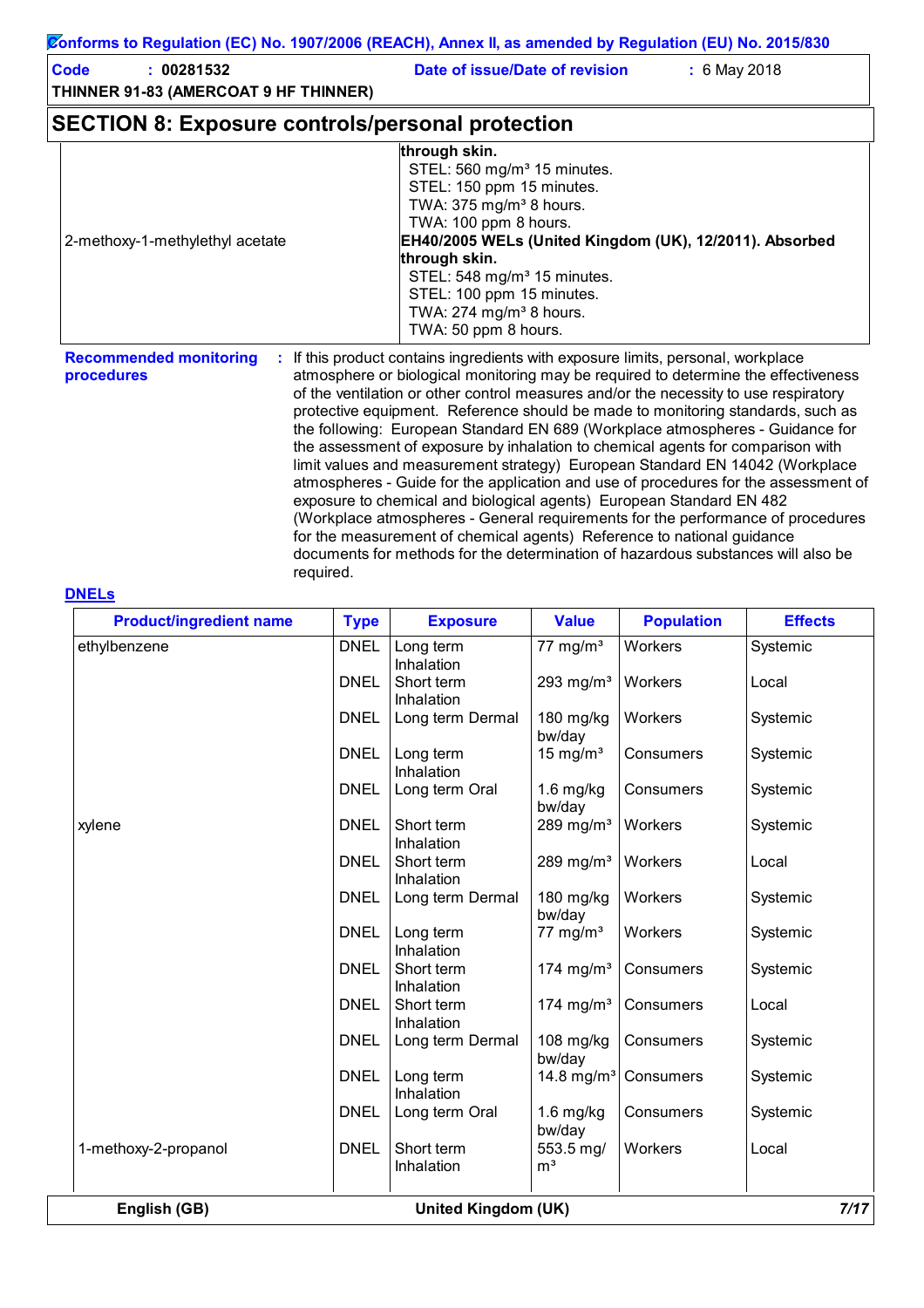## SECTION 8: Exposure controls/personal protection

| | |
|---|---|
| | **through skin.** STEL: 560 mg/m³ 15 minutes. STEL: 150 ppm 15 minutes. TWA: 375 mg/m³ 8 hours. TWA: 100 ppm 8 hours. |
| 2-methoxy-1-methylethyl acetate | **EH40/2005 WELs (United Kingdom (UK), 12/2011). Absorbed through skin.** STEL: 548 mg/m³ 15 minutes. STEL: 100 ppm 15 minutes. TWA: 274 mg/m³ 8 hours. TWA: 50 ppm 8 hours. |

**Recommended monitoring procedures** : If this product contains ingredients with exposure limits, personal, workplace atmosphere or biological monitoring may be required to determine the effectiveness of the ventilation or other control measures and/or the necessity to use respiratory protective equipment. Reference should be made to monitoring standards, such as the following: European Standard EN 689 (Workplace atmospheres - Guidance for the assessment of exposure by inhalation to chemical agents for comparison with limit values and measurement strategy) European Standard EN 14042 (Workplace atmospheres - Guide for the application and use of procedures for the assessment of exposure to chemical and biological agents) European Standard EN 482 (Workplace atmospheres - General requirements for the performance of procedures for the measurement of chemical agents) Reference to national guidance documents for methods for the determination of hazardous substances will also be required.

**DNELs**

| Product/ingredient name | Type | Exposure | Value | Population | Effects |
|---|---|---|---|---|---|
| ethylbenzene | DNEL | Long term Inhalation | 77 mg/m³ | Workers | Systemic |
| | DNEL | Short term Inhalation | 293 mg/m³ | Workers | Local |
| | DNEL | Long term Dermal | 180 mg/kg bw/day | Workers | Systemic |
| | DNEL | Long term Inhalation | 15 mg/m³ | Consumers | Systemic |
| | DNEL | Long term Oral | 1.6 mg/kg bw/day | Consumers | Systemic |
| xylene | DNEL | Short term Inhalation | 289 mg/m³ | Workers | Systemic |
| | DNEL | Short term Inhalation | 289 mg/m³ | Workers | Local |
| | DNEL | Long term Dermal | 180 mg/kg bw/day | Workers | Systemic |
| | DNEL | Long term Inhalation | 77 mg/m³ | Workers | Systemic |
| | DNEL | Short term Inhalation | 174 mg/m³ | Consumers | Systemic |
| | DNEL | Short term Inhalation | 174 mg/m³ | Consumers | Local |
| | DNEL | Long term Dermal | 108 mg/kg bw/day | Consumers | Systemic |
| | DNEL | Long term Inhalation | 14.8 mg/m³ | Consumers | Systemic |
| | DNEL | Long term Oral | 1.6 mg/kg bw/day | Consumers | Systemic |
| 1-methoxy-2-propanol | DNEL | Short term Inhalation | 553.5 mg/m³ | Workers | Local |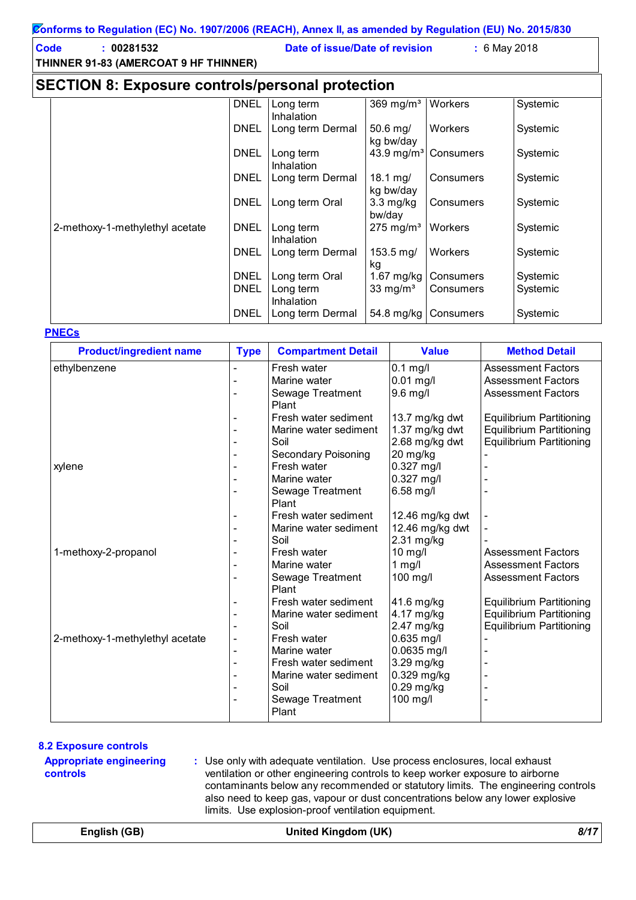## SECTION 8: Exposure controls/personal protection

| | | | | | |
|---|---|---|---|---|---|
| | DNEL | Long term Inhalation | 369 mg/m³ | Workers | Systemic |
| | DNEL | Long term Dermal | 50.6 mg/kg bw/day | Workers | Systemic |
| | DNEL | Long term Inhalation | 43.9 mg/m³ | Consumers | Systemic |
| | DNEL | Long term Dermal | 18.1 mg/kg bw/day | Consumers | Systemic |
| | DNEL | Long term Oral | 3.3 mg/kg bw/day | Consumers | Systemic |
| 2-methoxy-1-methylethyl acetate | DNEL | Long term Inhalation | 275 mg/m³ | Workers | Systemic |
| | DNEL | Long term Dermal | 153.5 mg/kg | Workers | Systemic |
| | DNEL | Long term Oral | 1.67 mg/kg | Consumers | Systemic |
| | DNEL | Long term Inhalation | 33 mg/m³ | Consumers | Systemic |
| | DNEL | Long term Dermal | 54.8 mg/kg | Consumers | Systemic |

**PNECs**

| Product/ingredient name | Type | Compartment Detail | Value | Method Detail |
|---|---|---|---|---|
| ethylbenzene | - | Fresh water | 0.1 mg/l | Assessment Factors |
| | - | Marine water | 0.01 mg/l | Assessment Factors |
| | - | Sewage Treatment Plant | 9.6 mg/l | Assessment Factors |
| | - | Fresh water sediment | 13.7 mg/kg dwt | Equilibrium Partitioning |
| | - | Marine water sediment | 1.37 mg/kg dwt | Equilibrium Partitioning |
| | - | Soil | 2.68 mg/kg dwt | Equilibrium Partitioning |
| | - | Secondary Poisoning | 20 mg/kg | - |
| xylene | - | Fresh water | 0.327 mg/l | - |
| | - | Marine water | 0.327 mg/l | - |
| | - | Sewage Treatment Plant | 6.58 mg/l | - |
| | - | Fresh water sediment | 12.46 mg/kg dwt | - |
| | - | Marine water sediment | 12.46 mg/kg dwt | - |
| | - | Soil | 2.31 mg/kg | - |
| 1-methoxy-2-propanol | - | Fresh water | 10 mg/l | Assessment Factors |
| | - | Marine water | 1 mg/l | Assessment Factors |
| | - | Sewage Treatment Plant | 100 mg/l | Assessment Factors |
| | - | Fresh water sediment | 41.6 mg/kg | Equilibrium Partitioning |
| | - | Marine water sediment | 4.17 mg/kg | Equilibrium Partitioning |
| | - | Soil | 2.47 mg/kg | Equilibrium Partitioning |
| 2-methoxy-1-methylethyl acetate | - | Fresh water | 0.635 mg/l | - |
| | - | Marine water | 0.0635 mg/l | - |
| | - | Fresh water sediment | 3.29 mg/kg | - |
| | - | Marine water sediment | 0.329 mg/kg | - |
| | - | Soil | 0.29 mg/kg | - |
| | - | Sewage Treatment Plant | 100 mg/l | - |

### 8.2 Exposure controls

**Appropriate engineering controls** : Use only with adequate ventilation. Use process enclosures, local exhaust ventilation or other engineering controls to keep worker exposure to airborne contaminants below any recommended or statutory limits. The engineering controls also need to keep gas, vapour or dust concentrations below any lower explosive limits. Use explosion-proof ventilation equipment.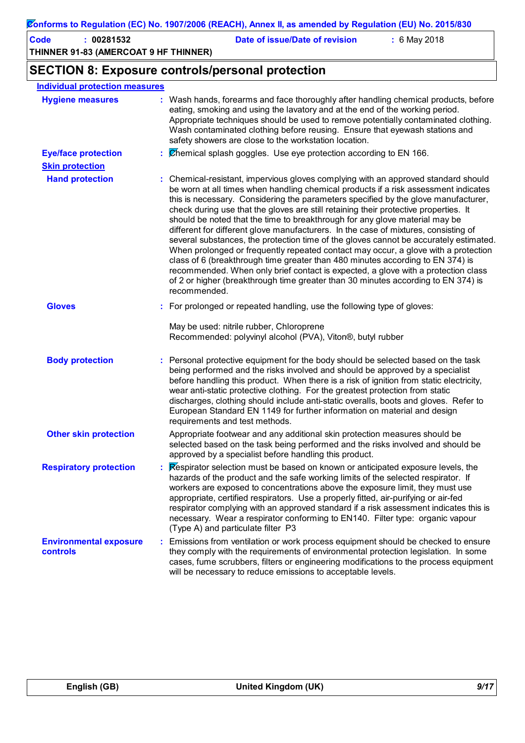## SECTION 8: Exposure controls/personal protection

### Individual protection measures

**Hygiene measures** : Wash hands, forearms and face thoroughly after handling chemical products, before eating, smoking and using the lavatory and at the end of the working period. Appropriate techniques should be used to remove potentially contaminated clothing. Wash contaminated clothing before reusing. Ensure that eyewash stations and safety showers are close to the workstation location.

**Eye/face protection** : Chemical splash goggles. Use eye protection according to EN 166.

**Skin protection**

**Hand protection** : Chemical-resistant, impervious gloves complying with an approved standard should be worn at all times when handling chemical products if a risk assessment indicates this is necessary. Considering the parameters specified by the glove manufacturer, check during use that the gloves are still retaining their protective properties. It should be noted that the time to breakthrough for any glove material may be different for different glove manufacturers. In the case of mixtures, consisting of several substances, the protection time of the gloves cannot be accurately estimated. When prolonged or frequently repeated contact may occur, a glove with a protection class of 6 (breakthrough time greater than 480 minutes according to EN 374) is recommended. When only brief contact is expected, a glove with a protection class of 2 or higher (breakthrough time greater than 30 minutes according to EN 374) is recommended.

**Gloves** : For prolonged or repeated handling, use the following type of gloves:

May be used: nitrile rubber, Chloroprene
Recommended: polyvinyl alcohol (PVA), Viton®, butyl rubber

**Body protection** : Personal protective equipment for the body should be selected based on the task being performed and the risks involved and should be approved by a specialist before handling this product. When there is a risk of ignition from static electricity, wear anti-static protective clothing. For the greatest protection from static discharges, clothing should include anti-static overalls, boots and gloves. Refer to European Standard EN 1149 for further information on material and design requirements and test methods.

**Other skin protection** Appropriate footwear and any additional skin protection measures should be selected based on the task being performed and the risks involved and should be approved by a specialist before handling this product.

**Respiratory protection** : Respirator selection must be based on known or anticipated exposure levels, the hazards of the product and the safe working limits of the selected respirator. If workers are exposed to concentrations above the exposure limit, they must use appropriate, certified respirators. Use a properly fitted, air-purifying or air-fed respirator complying with an approved standard if a risk assessment indicates this is necessary. Wear a respirator conforming to EN140. Filter type: organic vapour (Type A) and particulate filter P3

**Environmental exposure controls** : Emissions from ventilation or work process equipment should be checked to ensure they comply with the requirements of environmental protection legislation. In some cases, fume scrubbers, filters or engineering modifications to the process equipment will be necessary to reduce emissions to acceptable levels.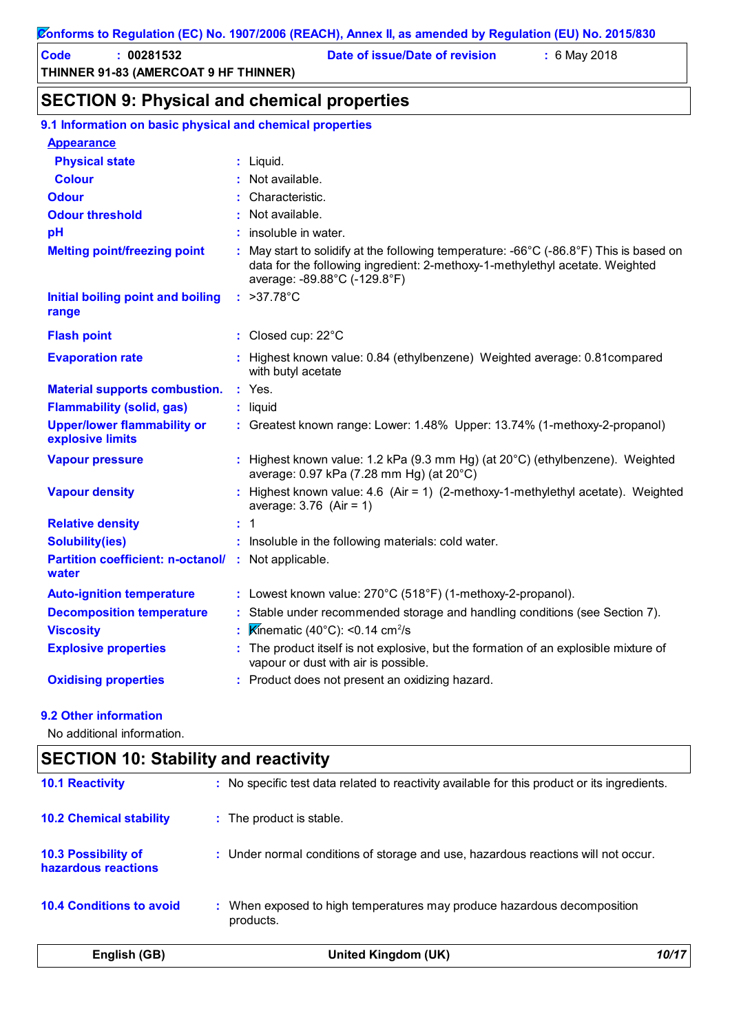## SECTION 9: Physical and chemical properties

### 9.1 Information on basic physical and chemical properties

| Property | Value |
|---|---|
| **Appearance** | |
| Physical state | Liquid. |
| Colour | Not available. |
| Odour | Characteristic. |
| Odour threshold | Not available. |
| pH | insoluble in water. |
| Melting point/freezing point | May start to solidify at the following temperature: -66°C (-86.8°F) This is based on data for the following ingredient: 2-methoxy-1-methylethyl acetate. Weighted average: -89.88°C (-129.8°F) |
| Initial boiling point and boiling range | >37.78°C |
| Flash point | Closed cup: 22°C |
| Evaporation rate | Highest known value: 0.84 (ethylbenzene) Weighted average: 0.81compared with butyl acetate |
| Material supports combustion. | Yes. |
| Flammability (solid, gas) | liquid |
| Upper/lower flammability or explosive limits | Greatest known range: Lower: 1.48% Upper: 13.74% (1-methoxy-2-propanol) |
| Vapour pressure | Highest known value: 1.2 kPa (9.3 mm Hg) (at 20°C) (ethylbenzene). Weighted average: 0.97 kPa (7.28 mm Hg) (at 20°C) |
| Vapour density | Highest known value: 4.6 (Air = 1) (2-methoxy-1-methylethyl acetate). Weighted average: 3.76 (Air = 1) |
| Relative density | 1 |
| Solubility(ies) | Insoluble in the following materials: cold water. |
| Partition coefficient: n-octanol/ water | Not applicable. |
| Auto-ignition temperature | Lowest known value: 270°C (518°F) (1-methoxy-2-propanol). |
| Decomposition temperature | Stable under recommended storage and handling conditions (see Section 7). |
| Viscosity | Kinematic (40°C): <0.14 $cm^2/s$ |
| Explosive properties | The product itself is not explosive, but the formation of an explosible mixture of vapour or dust with air is possible. |
| Oxidising properties | Product does not present an oxidizing hazard. |

### 9.2 Other information

No additional information.

## SECTION 10: Stability and reactivity

| | |
|---|---|
| 10.1 Reactivity | No specific test data related to reactivity available for this product or its ingredients. |
| 10.2 Chemical stability | The product is stable. |
| 10.3 Possibility of hazardous reactions | Under normal conditions of storage and use, hazardous reactions will not occur. |
| 10.4 Conditions to avoid | When exposed to high temperatures may produce hazardous decomposition products. |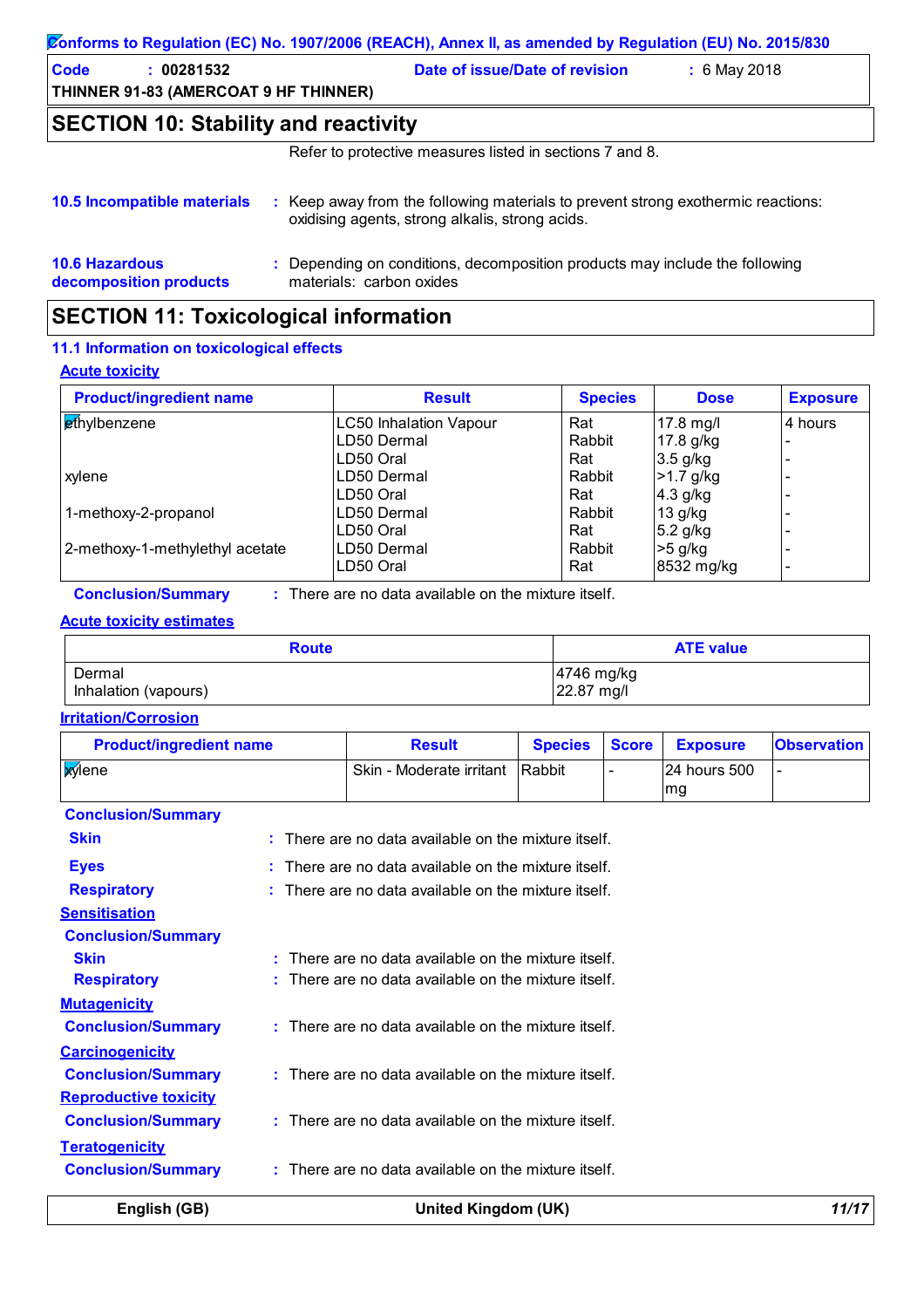## SECTION 10: Stability and reactivity

Refer to protective measures listed in sections 7 and 8.

**10.5 Incompatible materials** : Keep away from the following materials to prevent strong exothermic reactions: oxidising agents, strong alkalis, strong acids.

**10.6 Hazardous decomposition products** : Depending on conditions, decomposition products may include the following materials: carbon oxides

## SECTION 11: Toxicological information

### 11.1 Information on toxicological effects

**Acute toxicity**

| Product/ingredient name | Result | Species | Dose | Exposure |
|---|---|---|---|---|
| ethylbenzene | LC50 Inhalation Vapour | Rat | 17.8 mg/l | 4 hours |
| | LD50 Dermal | Rabbit | 17.8 g/kg | - |
| | LD50 Oral | Rat | 3.5 g/kg | - |
| xylene | LD50 Dermal | Rabbit | >1.7 g/kg | - |
| | LD50 Oral | Rat | 4.3 g/kg | - |
| 1-methoxy-2-propanol | LD50 Dermal | Rabbit | 13 g/kg | - |
| | LD50 Oral | Rat | 5.2 g/kg | - |
| 2-methoxy-1-methylethyl acetate | LD50 Dermal | Rabbit | >5 g/kg | - |
| | LD50 Oral | Rat | 8532 mg/kg | - |

**Conclusion/Summary** : There are no data available on the mixture itself.

**Acute toxicity estimates**

| Route | ATE value |
|---|---|
| Dermal | 4746 mg/kg |
| Inhalation (vapours) | 22.87 mg/l |

**Irritation/Corrosion**

| Product/ingredient name | Result | Species | Score | Exposure | Observation |
|---|---|---|---|---|---|
| xylene | Skin - Moderate irritant | Rabbit | - | 24 hours 500 mg | - |

**Conclusion/Summary**

**Skin** : There are no data available on the mixture itself.

**Eyes** : There are no data available on the mixture itself.

**Respiratory** : There are no data available on the mixture itself.

**Sensitisation**

**Conclusion/Summary**

**Skin** : There are no data available on the mixture itself.

**Respiratory** : There are no data available on the mixture itself.

**Mutagenicity**

**Conclusion/Summary** : There are no data available on the mixture itself.

**Carcinogenicity**

**Conclusion/Summary** : There are no data available on the mixture itself.

**Reproductive toxicity**

**Conclusion/Summary** : There are no data available on the mixture itself.

**Teratogenicity**

**Conclusion/Summary** : There are no data available on the mixture itself.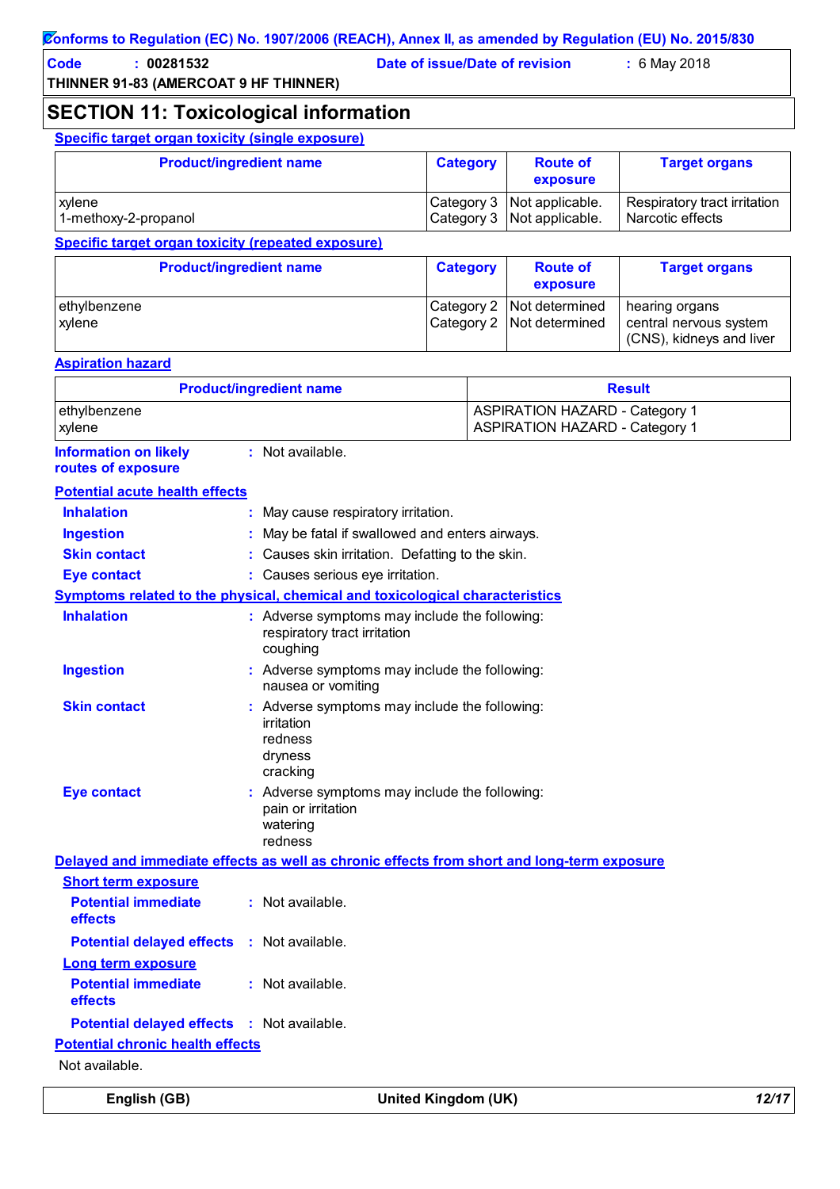## SECTION 11: Toxicological information

**Specific target organ toxicity (single exposure)**

| Product/ingredient name | Category | Route of exposure | Target organs |
|---|---|---|---|
| xylene | Category 3 | Not applicable. | Respiratory tract irritation |
| 1-methoxy-2-propanol | Category 3 | Not applicable. | Narcotic effects |

**Specific target organ toxicity (repeated exposure)**

| Product/ingredient name | Category | Route of exposure | Target organs |
|---|---|---|---|
| ethylbenzene | Category 2 | Not determined | hearing organs |
| xylene | Category 2 | Not determined | central nervous system (CNS), kidneys and liver |

**Aspiration hazard**

| Product/ingredient name | Result |
|---|---|
| ethylbenzene | ASPIRATION HAZARD - Category 1 |
| xylene | ASPIRATION HAZARD - Category 1 |

**Information on likely routes of exposure** : Not available.

**Potential acute health effects**

**Inhalation** : May cause respiratory irritation.

**Ingestion** : May be fatal if swallowed and enters airways.

**Skin contact** : Causes skin irritation. Defatting to the skin.

**Eye contact** : Causes serious eye irritation.

**Symptoms related to the physical, chemical and toxicological characteristics**

**Inhalation** : Adverse symptoms may include the following:
respiratory tract irritation
coughing

**Ingestion** : Adverse symptoms may include the following:
nausea or vomiting

**Skin contact** : Adverse symptoms may include the following:
irritation
redness
dryness
cracking

**Eye contact** : Adverse symptoms may include the following:
pain or irritation
watering
redness

**Delayed and immediate effects as well as chronic effects from short and long-term exposure**

**Short term exposure**

**Potential immediate effects** : Not available.

**Potential delayed effects** : Not available.

**Long term exposure**

**Potential immediate effects** : Not available.

**Potential delayed effects** : Not available.

**Potential chronic health effects**

Not available.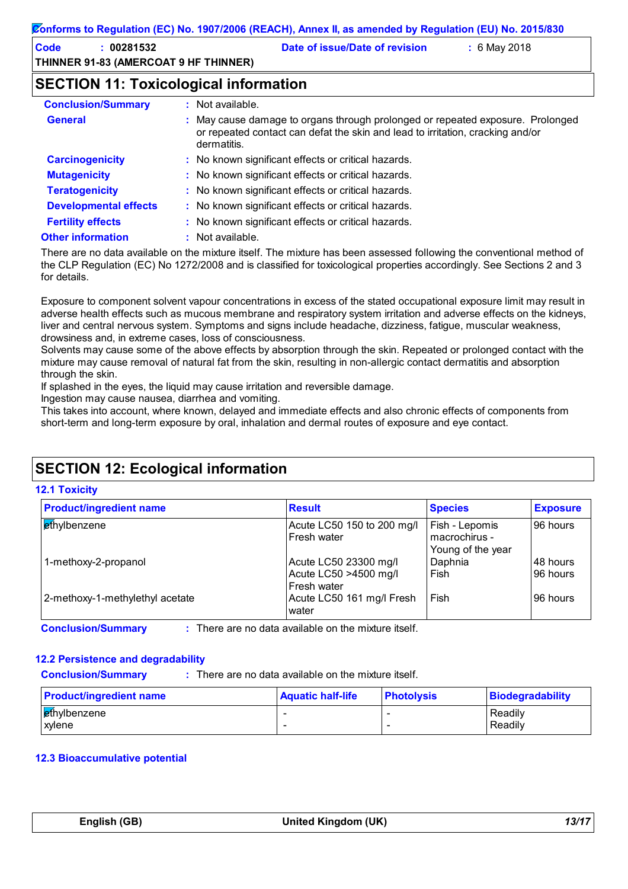## SECTION 11: Toxicological information

**Conclusion/Summary** : Not available.

**General** : May cause damage to organs through prolonged or repeated exposure. Prolonged or repeated contact can defat the skin and lead to irritation, cracking and/or dermatitis.

**Carcinogenicity** : No known significant effects or critical hazards.

**Mutagenicity** : No known significant effects or critical hazards.

**Teratogenicity** : No known significant effects or critical hazards.

**Developmental effects** : No known significant effects or critical hazards.

**Fertility effects** : No known significant effects or critical hazards.

**Other information** : Not available.

There are no data available on the mixture itself. The mixture has been assessed following the conventional method of the CLP Regulation (EC) No 1272/2008 and is classified for toxicological properties accordingly. See Sections 2 and 3 for details.

Exposure to component solvent vapour concentrations in excess of the stated occupational exposure limit may result in adverse health effects such as mucous membrane and respiratory system irritation and adverse effects on the kidneys, liver and central nervous system. Symptoms and signs include headache, dizziness, fatigue, muscular weakness, drowsiness and, in extreme cases, loss of consciousness.
Solvents may cause some of the above effects by absorption through the skin. Repeated or prolonged contact with the mixture may cause removal of natural fat from the skin, resulting in non-allergic contact dermatitis and absorption through the skin.
If splashed in the eyes, the liquid may cause irritation and reversible damage.
Ingestion may cause nausea, diarrhea and vomiting.
This takes into account, where known, delayed and immediate effects and also chronic effects of components from short-term and long-term exposure by oral, inhalation and dermal routes of exposure and eye contact.

## SECTION 12: Ecological information

### 12.1 Toxicity

| Product/ingredient name | Result | Species | Exposure |
|---|---|---|---|
| ethylbenzene | Acute LC50 150 to 200 mg/l Fresh water | Fish - Lepomis macrochirus - Young of the year | 96 hours |
| 1-methoxy-2-propanol | Acute LC50 23300 mg/l | Daphnia | 48 hours |
| | Acute LC50 >4500 mg/l Fresh water | Fish | 96 hours |
| 2-methoxy-1-methylethyl acetate | Acute LC50 161 mg/l Fresh water | Fish | 96 hours |

**Conclusion/Summary** : There are no data available on the mixture itself.

### 12.2 Persistence and degradability

**Conclusion/Summary** : There are no data available on the mixture itself.

| Product/ingredient name | Aquatic half-life | Photolysis | Biodegradability |
|---|---|---|---|
| ethylbenzene | - | - | Readily |
| xylene | - | - | Readily |

### 12.3 Bioaccumulative potential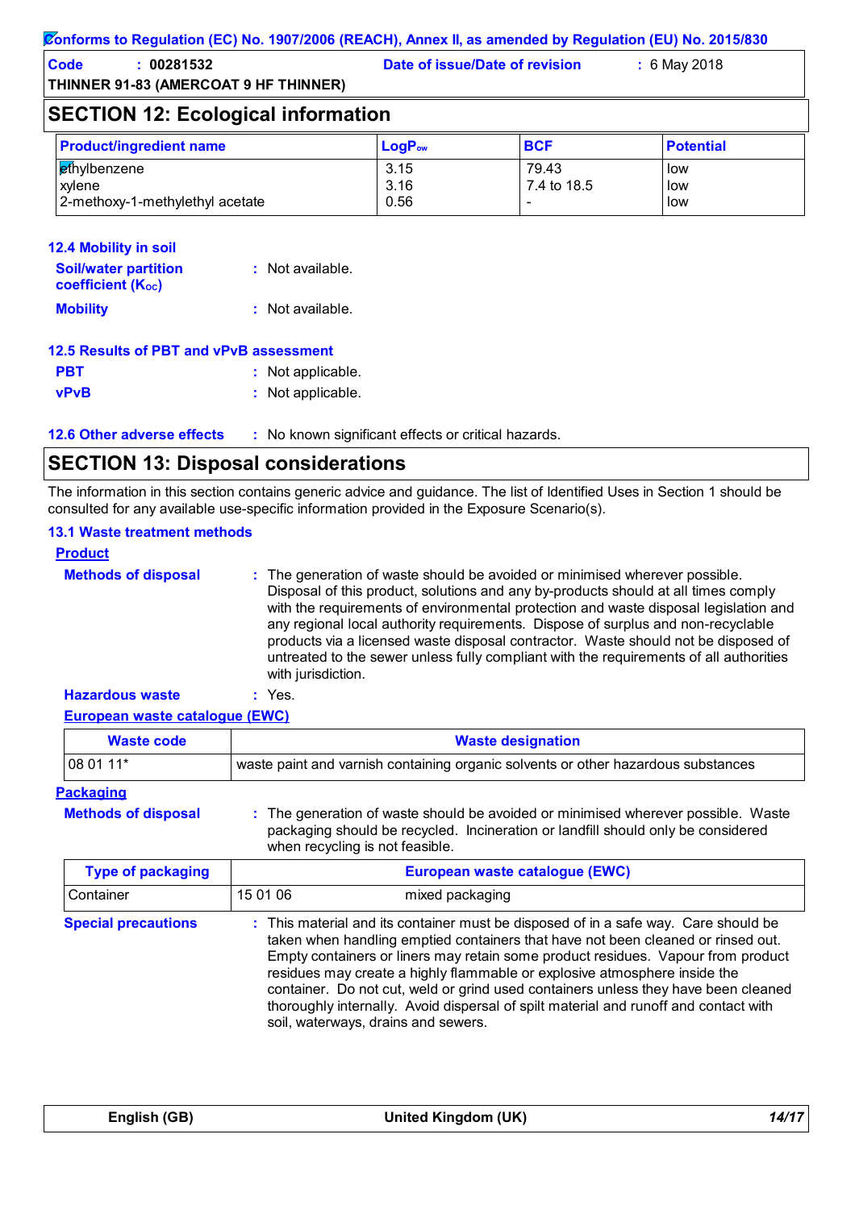## SECTION 12: Ecological information

| Product/ingredient name | $LogP_{ow}$ | BCF | Potential |
|---|---|---|---|
| ethylbenzene | 3.15 | 79.43 | low |
| xylene | 3.16 | 7.4 to 18.5 | low |
| 2-methoxy-1-methylethyl acetate | 0.56 | - | low |

### 12.4 Mobility in soil

**Soil/water partition coefficient ($K_{OC}$)** : Not available.

**Mobility** : Not available.

### 12.5 Results of PBT and vPvB assessment

**PBT** : Not applicable.

**vPvB** : Not applicable.

### 12.6 Other adverse effects

: No known significant effects or critical hazards.

## SECTION 13: Disposal considerations

The information in this section contains generic advice and guidance. The list of Identified Uses in Section 1 should be consulted for any available use-specific information provided in the Exposure Scenario(s).

### 13.1 Waste treatment methods

**Product**

**Methods of disposal** : The generation of waste should be avoided or minimised wherever possible. Disposal of this product, solutions and any by-products should at all times comply with the requirements of environmental protection and waste disposal legislation and any regional local authority requirements. Dispose of surplus and non-recyclable products via a licensed waste disposal contractor. Waste should not be disposed of untreated to the sewer unless fully compliant with the requirements of all authorities with jurisdiction.

**Hazardous waste** : Yes.

**European waste catalogue (EWC)**

| Waste code | Waste designation |
|---|---|
| 08 01 11* | waste paint and varnish containing organic solvents or other hazardous substances |

**Packaging**

**Methods of disposal** : The generation of waste should be avoided or minimised wherever possible. Waste packaging should be recycled. Incineration or landfill should only be considered when recycling is not feasible.

| Type of packaging | European waste catalogue (EWC) | |
|---|---|---|
| Container | 15 01 06 | mixed packaging |

**Special precautions** : This material and its container must be disposed of in a safe way. Care should be taken when handling emptied containers that have not been cleaned or rinsed out. Empty containers or liners may retain some product residues. Vapour from product residues may create a highly flammable or explosive atmosphere inside the container. Do not cut, weld or grind used containers unless they have been cleaned thoroughly internally. Avoid dispersal of spilt material and runoff and contact with soil, waterways, drains and sewers.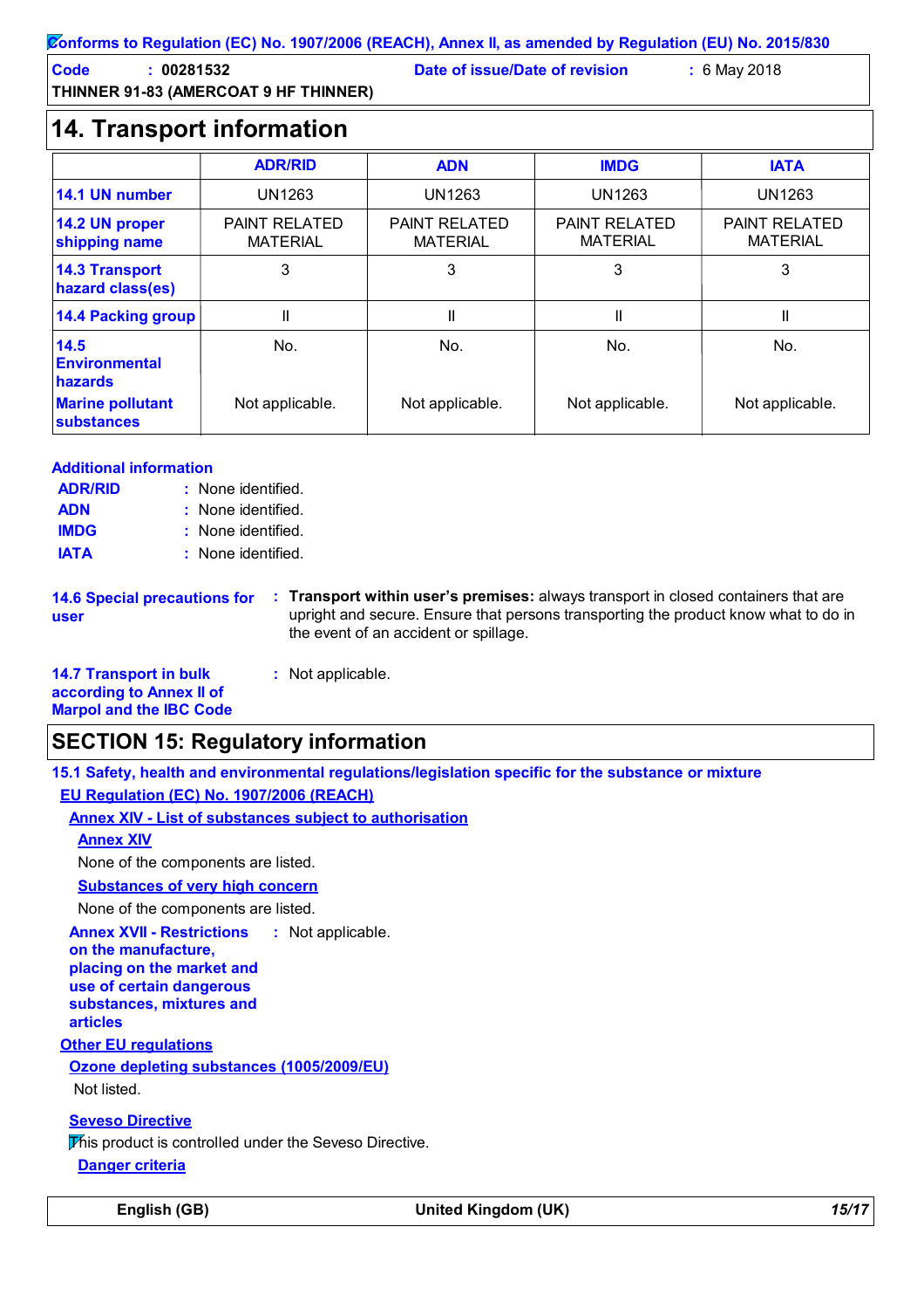Conforms to Regulation (EC) No. 1907/2006 (REACH), Annex II, as amended by Regulation (EU) No. 2015/830

**Code** : 00281532 **Date of issue/Date of revision** : 6 May 2018

**THINNER 91-83 (AMERCOAT 9 HF THINNER)**

## 14. Transport information

| | ADR/RID | ADN | IMDG | IATA |
|---|---|---|---|---|
| **14.1 UN number** | UN1263 | UN1263 | UN1263 | UN1263 |
| **14.2 UN proper shipping name** | PAINT RELATED MATERIAL | PAINT RELATED MATERIAL | PAINT RELATED MATERIAL | PAINT RELATED MATERIAL |
| **14.3 Transport hazard class(es)** | 3 | 3 | 3 | 3 |
| **14.4 Packing group** | II | II | II | II |
| **14.5 Environmental hazards** | No. | No. | No. | No. |
| **Marine pollutant substances** | Not applicable. | Not applicable. | Not applicable. | Not applicable. |

**Additional information**

**ADR/RID** : None identified.
**ADN** : None identified.
**IMDG** : None identified.
**IATA** : None identified.

**14.6 Special precautions for user** : **Transport within user's premises:** always transport in closed containers that are upright and secure. Ensure that persons transporting the product know what to do in the event of an accident or spillage.

**14.7 Transport in bulk according to Annex II of Marpol and the IBC Code** : Not applicable.

## SECTION 15: Regulatory information

**15.1 Safety, health and environmental regulations/legislation specific for the substance or mixture**

**EU Regulation (EC) No. 1907/2006 (REACH)**

**Annex XIV - List of substances subject to authorisation**

**Annex XIV**

None of the components are listed.

**Substances of very high concern**

None of the components are listed.

**Annex XVII - Restrictions on the manufacture, placing on the market and use of certain dangerous substances, mixtures and articles** : Not applicable.

**Other EU regulations**

**Ozone depleting substances (1005/2009/EU)**

Not listed.

**Seveso Directive**

This product is controlled under the Seveso Directive.

**Danger criteria**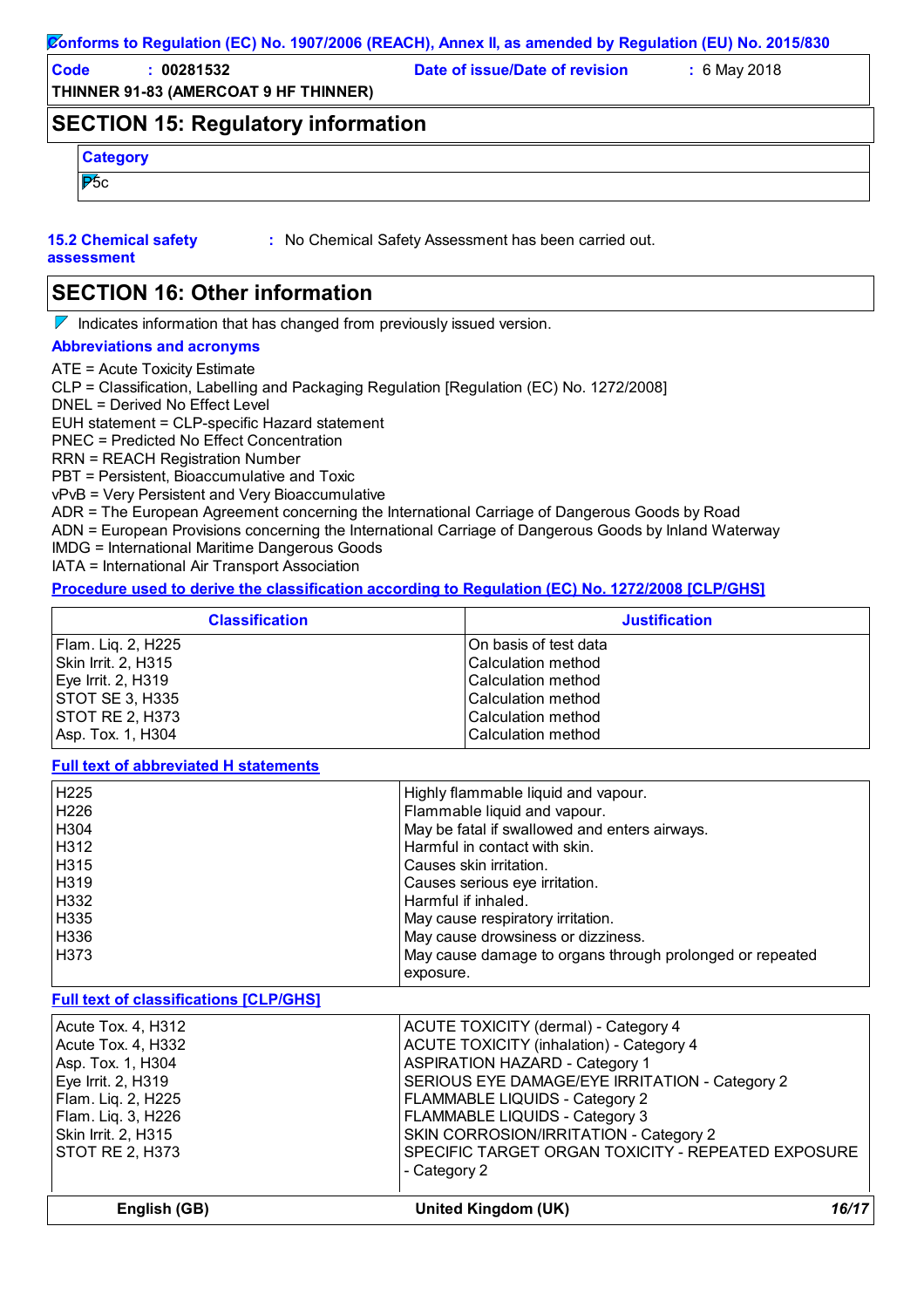## SECTION 15: Regulatory information

| Category |
|---|
| P5c |

**15.2 Chemical safety assessment** : No Chemical Safety Assessment has been carried out.

## SECTION 16: Other information

Indicates information that has changed from previously issued version.

**Abbreviations and acronyms**

ATE = Acute Toxicity Estimate
CLP = Classification, Labelling and Packaging Regulation [Regulation (EC) No. 1272/2008]
DNEL = Derived No Effect Level
EUH statement = CLP-specific Hazard statement
PNEC = Predicted No Effect Concentration
RRN = REACH Registration Number
PBT = Persistent, Bioaccumulative and Toxic
vPvB = Very Persistent and Very Bioaccumulative
ADR = The European Agreement concerning the International Carriage of Dangerous Goods by Road
ADN = European Provisions concerning the International Carriage of Dangerous Goods by Inland Waterway
IMDG = International Maritime Dangerous Goods
IATA = International Air Transport Association

**Procedure used to derive the classification according to Regulation (EC) No. 1272/2008 [CLP/GHS]**

| Classification | Justification |
|---|---|
| Flam. Liq. 2, H225 | On basis of test data |
| Skin Irrit. 2, H315 | Calculation method |
| Eye Irrit. 2, H319 | Calculation method |
| STOT SE 3, H335 | Calculation method |
| STOT RE 2, H373 | Calculation method |
| Asp. Tox. 1, H304 | Calculation method |

**Full text of abbreviated H statements**

| | |
|---|---|
| H225 | Highly flammable liquid and vapour. |
| H226 | Flammable liquid and vapour. |
| H304 | May be fatal if swallowed and enters airways. |
| H312 | Harmful in contact with skin. |
| H315 | Causes skin irritation. |
| H319 | Causes serious eye irritation. |
| H332 | Harmful if inhaled. |
| H335 | May cause respiratory irritation. |
| H336 | May cause drowsiness or dizziness. |
| H373 | May cause damage to organs through prolonged or repeated exposure. |

**Full text of classifications [CLP/GHS]**

| | |
|---|---|
| Acute Tox. 4, H312 | ACUTE TOXICITY (dermal) - Category 4 |
| Acute Tox. 4, H332 | ACUTE TOXICITY (inhalation) - Category 4 |
| Asp. Tox. 1, H304 | ASPIRATION HAZARD - Category 1 |
| Eye Irrit. 2, H319 | SERIOUS EYE DAMAGE/EYE IRRITATION - Category 2 |
| Flam. Liq. 2, H225 | FLAMMABLE LIQUIDS - Category 2 |
| Flam. Liq. 3, H226 | FLAMMABLE LIQUIDS - Category 3 |
| Skin Irrit. 2, H315 | SKIN CORROSION/IRRITATION - Category 2 |
| STOT RE 2, H373 | SPECIFIC TARGET ORGAN TOXICITY - REPEATED EXPOSURE - Category 2 |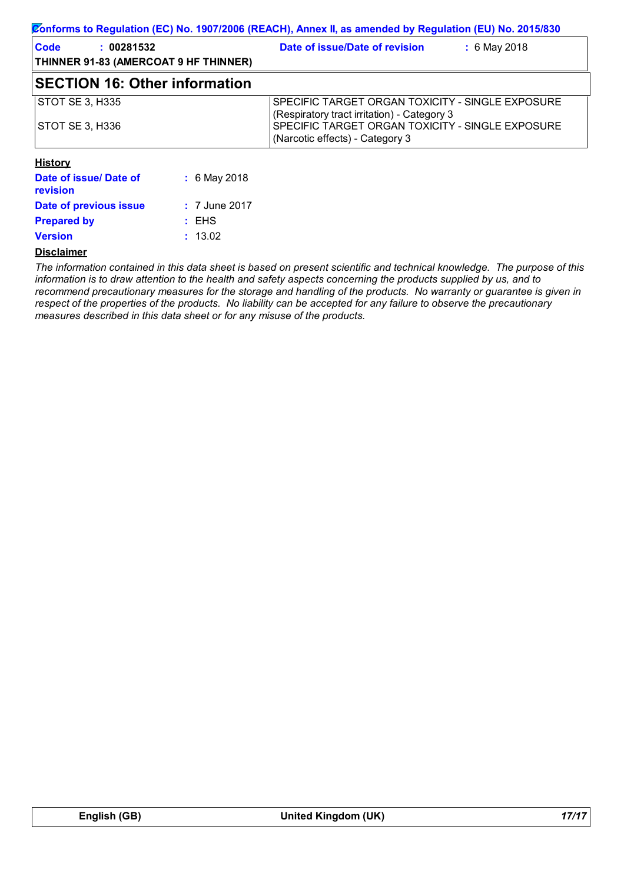## SECTION 16: Other information

| | |
|---|---|
| STOT SE 3, H335 | SPECIFIC TARGET ORGAN TOXICITY - SINGLE EXPOSURE (Respiratory tract irritation) - Category 3 |
| STOT SE 3, H336 | SPECIFIC TARGET ORGAN TOXICITY - SINGLE EXPOSURE (Narcotic effects) - Category 3 |

**History**

**Date of issue/ Date of revision** : 6 May 2018

**Date of previous issue** : 7 June 2017

**Prepared by** : EHS

**Version** : 13.02

**Disclaimer**

*The information contained in this data sheet is based on present scientific and technical knowledge. The purpose of this information is to draw attention to the health and safety aspects concerning the products supplied by us, and to recommend precautionary measures for the storage and handling of the products. No warranty or guarantee is given in respect of the properties of the products. No liability can be accepted for any failure to observe the precautionary measures described in this data sheet or for any misuse of the products.*